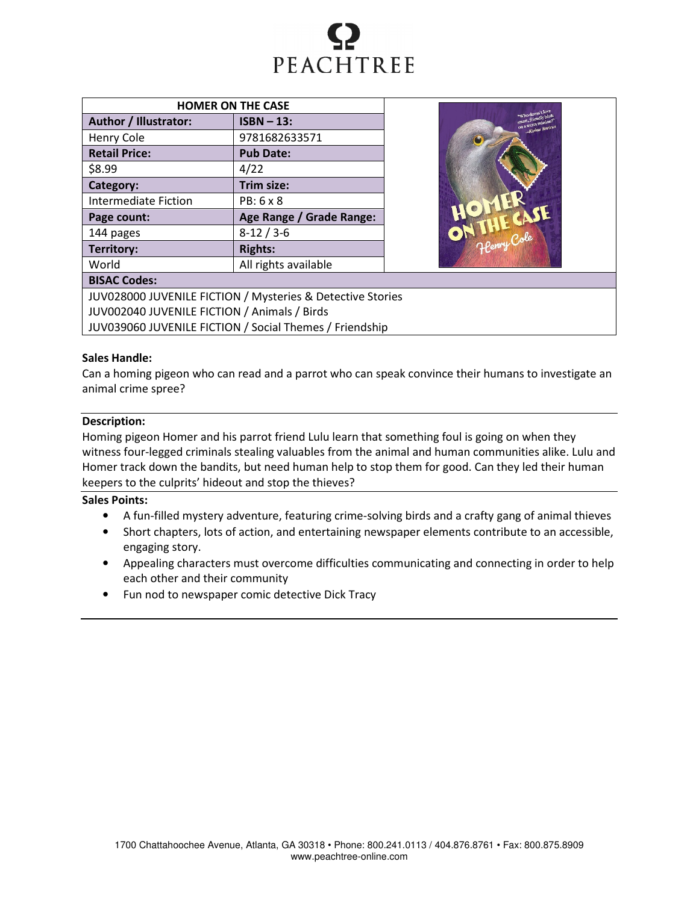PEACHTREE

| HOMER ON THE CASE | |
| --- | --- |
| **Author / Illustrator:** | **ISBN – 13:** |
| Henry Cole | 9781682633571 |
| **Retail Price:** | **Pub Date:** |
| $8.99 | 4/22 |
| **Category:** | **Trim size:** |
| Intermediate Fiction | PB: 6 x 8 |
| **Page count:** | **Age Range / Grade Range:** |
| 144 pages | 8-12 / 3-6 |
| **Territory:** | **Rights:** |
| World | All rights available |

**BISAC Codes:**

JUV028000 JUVENILE FICTION / Mysteries & Detective Stories
JUV002040 JUVENILE FICTION / Animals / Birds
JUV039060 JUVENILE FICTION / Social Themes / Friendship

**Sales Handle:**

Can a homing pigeon who can read and a parrot who can speak convince their humans to investigate an animal crime spree?

**Description:**

Homing pigeon Homer and his parrot friend Lulu learn that something foul is going on when they witness four-legged criminals stealing valuables from the animal and human communities alike. Lulu and Homer track down the bandits, but need human help to stop them for good. Can they led their human keepers to the culprits' hideout and stop the thieves?

**Sales Points:**

- A fun-filled mystery adventure, featuring crime-solving birds and a crafty gang of animal thieves
- Short chapters, lots of action, and entertaining newspaper elements contribute to an accessible, engaging story.
- Appealing characters must overcome difficulties communicating and connecting in order to help each other and their community
- Fun nod to newspaper comic detective Dick Tracy

1700 Chattahoochee Avenue, Atlanta, GA 30318 • Phone: 800.241.0113 / 404.876.8761 • Fax: 800.875.8909
www.peachtree-online.com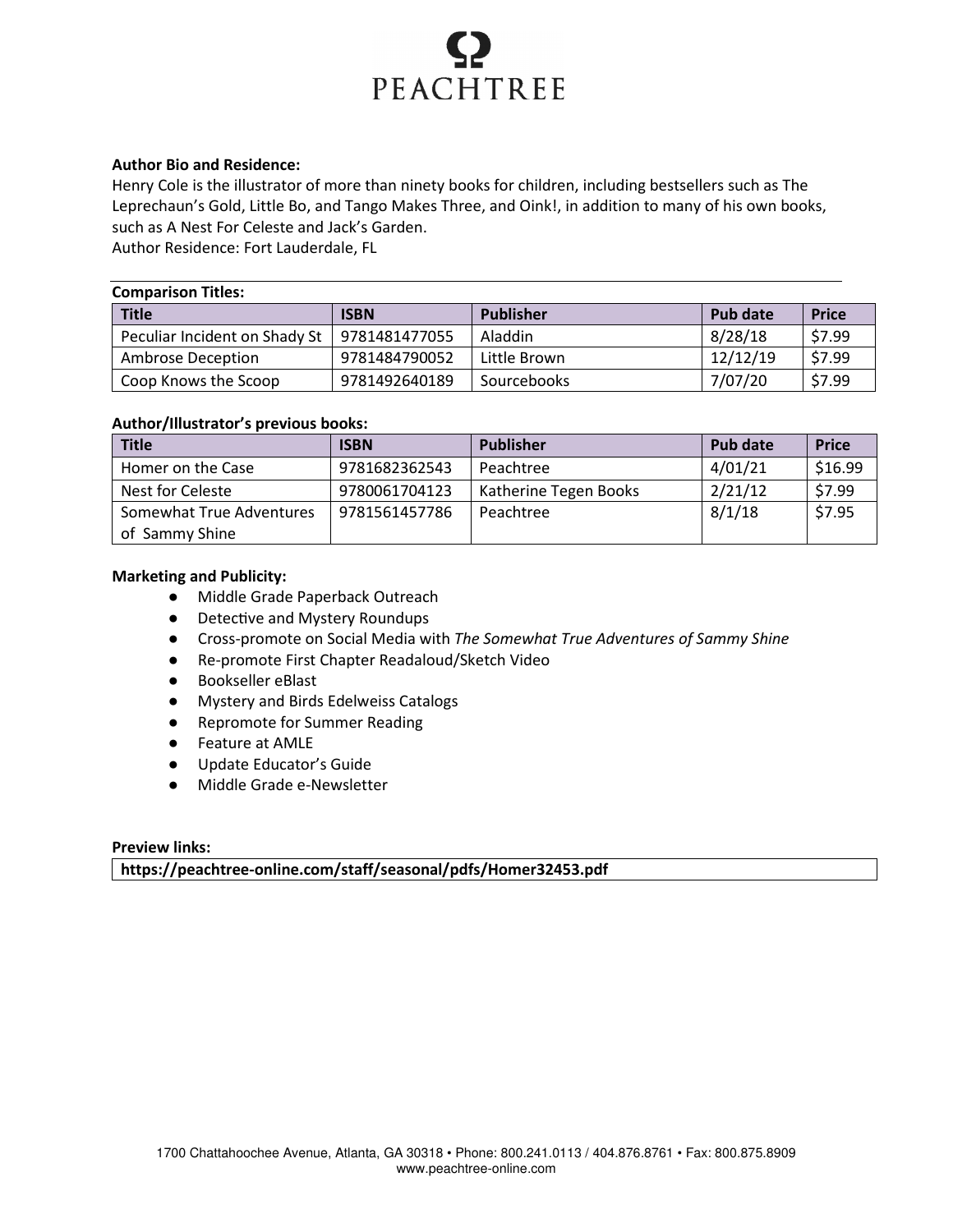**Author Bio and Residence:**
Henry Cole is the illustrator of more than ninety books for children, including bestsellers such as The Leprechaun's Gold, Little Bo, and Tango Makes Three, and Oink!, in addition to many of his own books, such as A Nest For Celeste and Jack's Garden.
Author Residence: Fort Lauderdale, FL

**Comparison Titles:**

| Title | ISBN | Publisher | Pub date | Price |
|---|---|---|---|---|
| Peculiar Incident on Shady St | 9781481477055 | Aladdin | 8/28/18 | $7.99 |
| Ambrose Deception | 9781484790052 | Little Brown | 12/12/19 | $7.99 |
| Coop Knows the Scoop | 9781492640189 | Sourcebooks | 7/07/20 | $7.99 |

**Author/Illustrator's previous books:**

| Title | ISBN | Publisher | Pub date | Price |
|---|---|---|---|---|
| Homer on the Case | 9781682362543 | Peachtree | 4/01/21 | $16.99 |
| Nest for Celeste | 9780061704123 | Katherine Tegen Books | 2/21/12 | $7.99 |
| Somewhat True Adventures of Sammy Shine | 9781561457786 | Peachtree | 8/1/18 | $7.95 |

**Marketing and Publicity:**

- Middle Grade Paperback Outreach
- Detective and Mystery Roundups
- Cross-promote on Social Media with *The Somewhat True Adventures of Sammy Shine*
- Re-promote First Chapter Readaloud/Sketch Video
- Bookseller eBlast
- Mystery and Birds Edelweiss Catalogs
- Repromote for Summer Reading
- Feature at AMLE
- Update Educator's Guide
- Middle Grade e-Newsletter

**Preview links:**

**https://peachtree-online.com/staff/seasonal/pdfs/Homer32453.pdf**